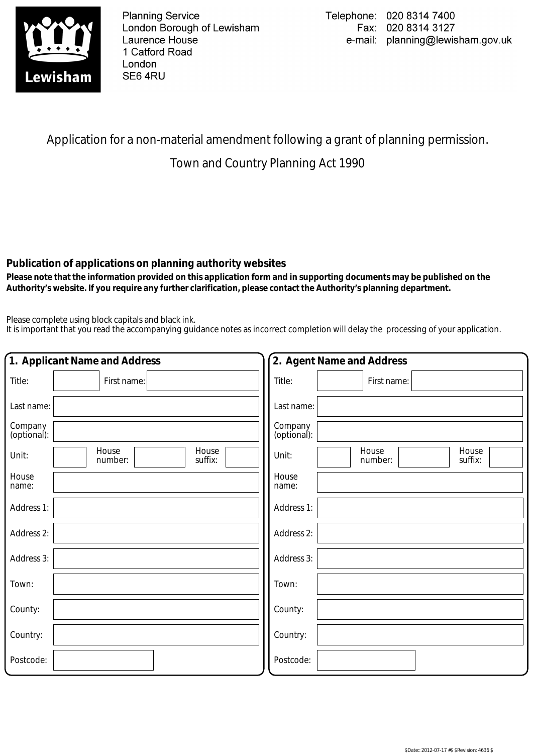Planning Service
London Borough of Lewisham
Laurence House
1 Catford Road
London
SE6 4RU

Telephone: 020 8314 7400
Fax: 020 8314 3127
e-mail: planning@lewisham.gov.uk

# Application for a non-material amendment following a grant of planning permission.

## Town and Country Planning Act 1990

**Publication of applications on planning authority websites**

**Please note that the information provided on this application form and in supporting documents may be published on the Authority's website. If you require any further clarification, please contact the Authority's planning department.**

Please complete using block capitals and black ink.
It is important that you read the accompanying guidance notes as incorrect completion will delay the processing of your application.

### 1. Applicant Name and Address

| | |
|---|---|
| Title: | First name: |
| Last name: | |
| Company (optional): | |
| Unit: | House number: House suffix: |
| House name: | |
| Address 1: | |
| Address 2: | |
| Address 3: | |
| Town: | |
| County: | |
| Country: | |
| Postcode: | |

### 2. Agent Name and Address

| | |
|---|---|
| Title: | First name: |
| Last name: | |
| Company (optional): | |
| Unit: | House number: House suffix: |
| House name: | |
| Address 1: | |
| Address 2: | |
| Address 3: | |
| Town: | |
| County: | |
| Country: | |
| Postcode: | |

$Date:: 2012-07-17 #$ $Revision: 4636 $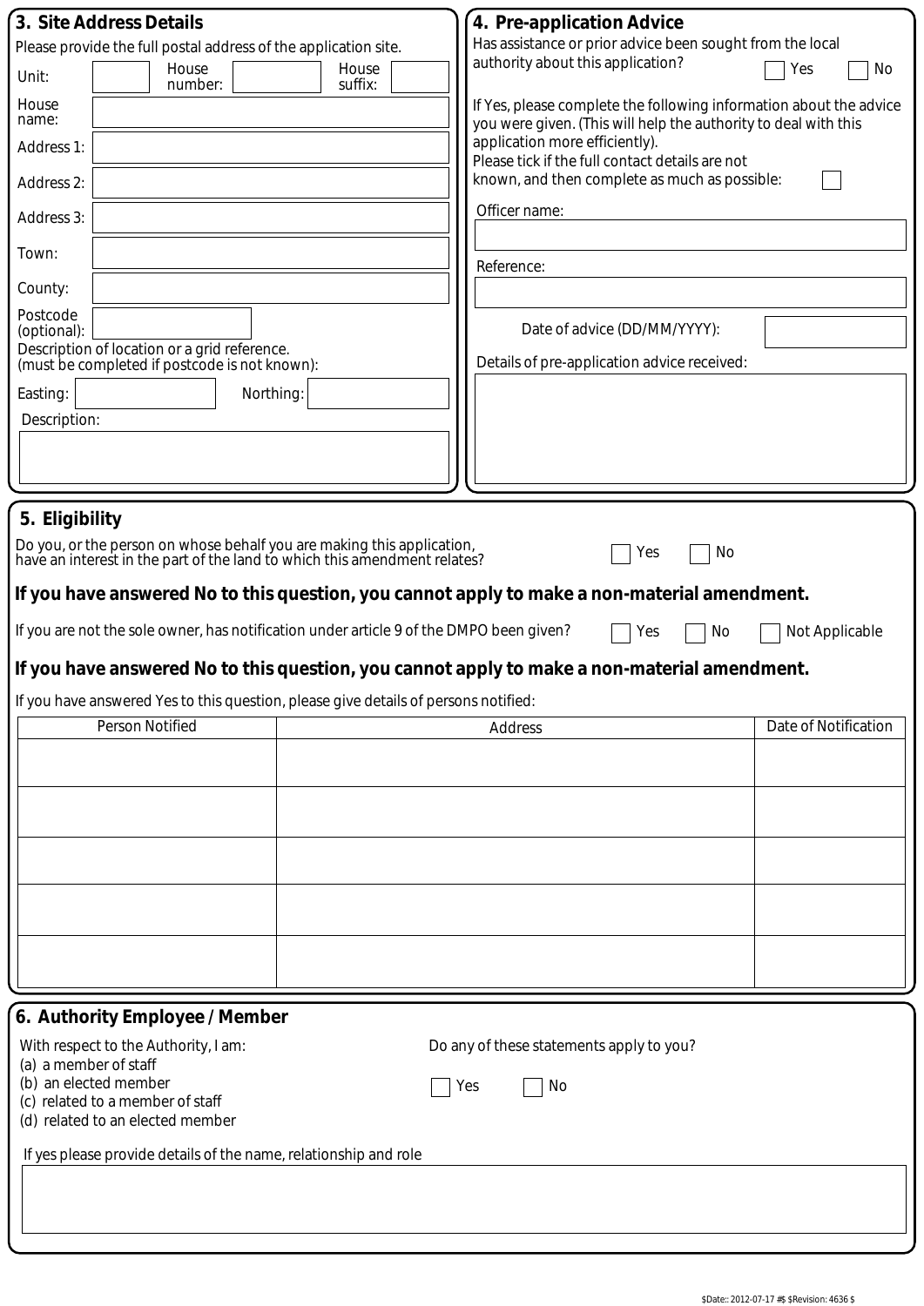## 3. Site Address Details

Please provide the full postal address of the application site.

Unit: | House number: | House suffix:

House name:

Address 1:

Address 2:

Address 3:

Town:

County:

Postcode (optional):

Description of location or a grid reference.
(must be completed if postcode is not known):

Easting: | Northing:

Description:

## 4. Pre-application Advice

Has assistance or prior advice been sought from the local authority about this application? ☐ Yes ☐ No

If Yes, please complete the following information about the advice you were given. (This will help the authority to deal with this application more efficiently).

Please tick if the full contact details are not known, and then complete as much as possible: ☐

Officer name:

Reference:

Date of advice (DD/MM/YYYY):

Details of pre-application advice received:

## 5. Eligibility

Do you, or the person on whose behalf you are making this application, have an interest in the part of the land to which this amendment relates? ☐ Yes ☐ No

**If you have answered No to this question, you cannot apply to make a non-material amendment.**

If you are not the sole owner, has notification under article 9 of the DMPO been given? ☐ Yes ☐ No ☐ Not Applicable

**If you have answered No to this question, you cannot apply to make a non-material amendment.**

If you have answered Yes to this question, please give details of persons notified:

| Person Notified | Address | Date of Notification |
| --- | --- | --- |
| | | |
| | | |
| | | |
| | | |
| | | |

## 6. Authority Employee / Member

With respect to the Authority, I am:
(a) a member of staff
(b) an elected member
(c) related to a member of staff
(d) related to an elected member

Do any of these statements apply to you? ☐ Yes ☐ No

If yes please provide details of the name, relationship and role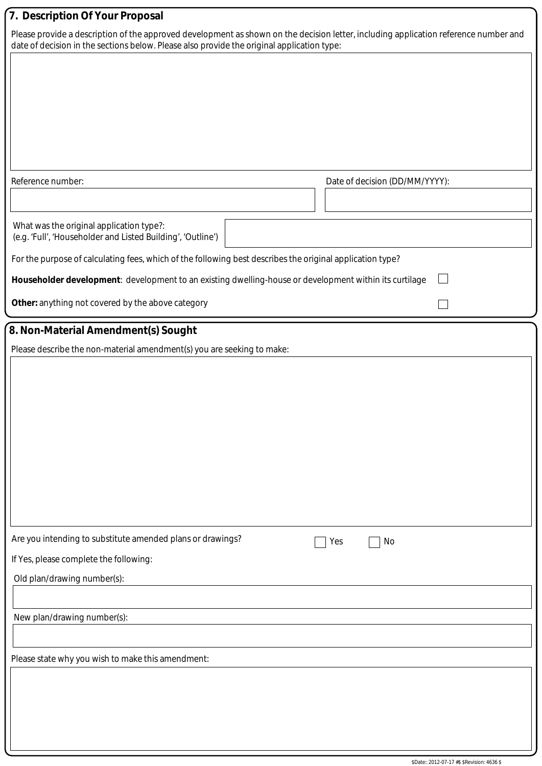## 7. Description Of Your Proposal

Please provide a description of the approved development as shown on the decision letter, including application reference number and date of decision in the sections below. Please also provide the original application type:

Reference number:

Date of decision (DD/MM/YYYY):

What was the original application type?:
(e.g. 'Full', 'Householder and Listed Building', 'Outline')

For the purpose of calculating fees, which of the following best describes the original application type?

**Householder development**: development to an existing dwelling-house or development within its curtilage ☐

**Other:** anything not covered by the above category ☐

## 8. Non-Material Amendment(s) Sought

Please describe the non-material amendment(s) you are seeking to make:

Are you intending to substitute amended plans or drawings? ☐ Yes ☐ No

If Yes, please complete the following:

Old plan/drawing number(s):

New plan/drawing number(s):

Please state why you wish to make this amendment:

$Date:: 2012-07-17 #$ $Revision: 4636 $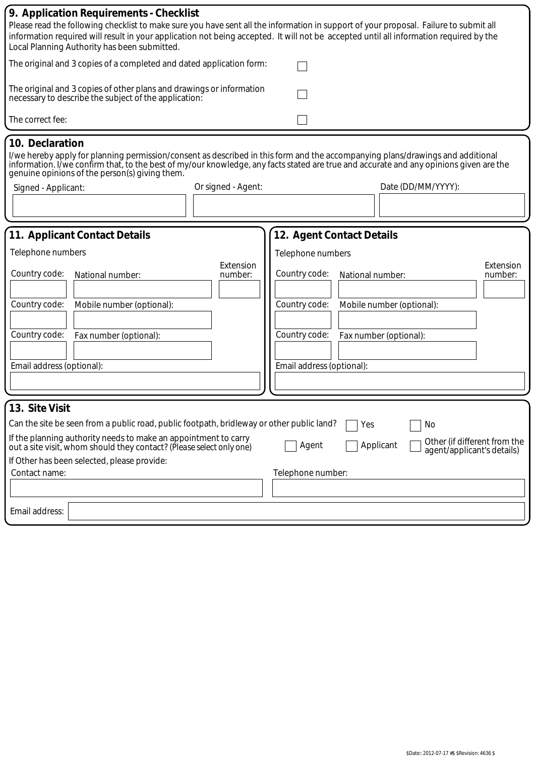## 9. Application Requirements - Checklist

Please read the following checklist to make sure you have sent all the information in support of your proposal. Failure to submit all information required will result in your application not being accepted. It will not be accepted until all information required by the Local Planning Authority has been submitted.

The original and 3 copies of a completed and dated application form: ☐

The original and 3 copies of other plans and drawings or information necessary to describe the subject of the application: ☐

The correct fee: ☐

## 10. Declaration

I/we hereby apply for planning permission/consent as described in this form and the accompanying plans/drawings and additional information. I/we confirm that, to the best of my/our knowledge, any facts stated are true and accurate and any opinions given are the genuine opinions of the person(s) giving them.

| Signed - Applicant: | Or signed - Agent: | Date (DD/MM/YYYY): |
|---|---|---|
| | | |

## 11. Applicant Contact Details

Telephone numbers

| Country code: | National number: | Extension number: |
|---|---|---|
| | | |

| Country code: | Mobile number (optional): |
|---|---|
| | |

| Country code: | Fax number (optional): |
|---|---|
| | |

Email address (optional):

## 12. Agent Contact Details

Telephone numbers

| Country code: | National number: | Extension number: |
|---|---|---|
| | | |

| Country code: | Mobile number (optional): |
|---|---|
| | |

| Country code: | Fax number (optional): |
|---|---|
| | |

Email address (optional):

## 13. Site Visit

Can the site be seen from a public road, public footpath, bridleway or other public land? ☐ Yes ☐ No

If the planning authority needs to make an appointment to carry out a site visit, whom should they contact? (Please select only one) ☐ Agent ☐ Applicant ☐ Other (if different from the agent/applicant's details)

If Other has been selected, please provide:

| Contact name: | Telephone number: |
|---|---|
| | |

Email address:

$Date:: 2012-07-17 #$ $Revision: 4636 $